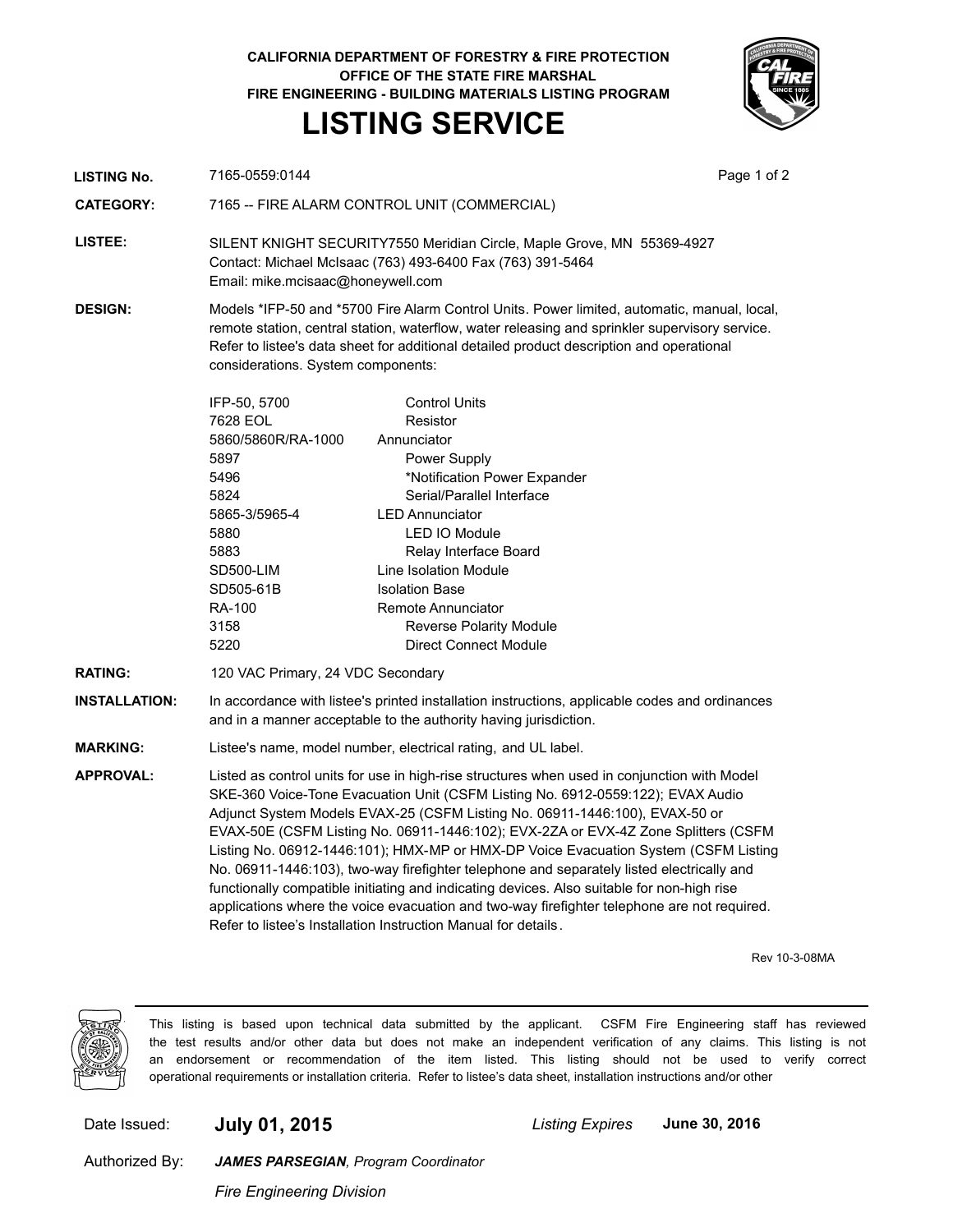**CALIFORNIA DEPARTMENT OF FORESTRY & FIRE PROTECTION**
**OFFICE OF THE STATE FIRE MARSHAL**
**FIRE ENGINEERING - BUILDING MATERIALS LISTING PROGRAM**

# LISTING SERVICE

**LISTING No.** 7165-0559:0144

**CATEGORY:** 7165 -- FIRE ALARM CONTROL UNIT (COMMERCIAL)

**LISTEE:** SILENT KNIGHT SECURITY7550 Meridian Circle, Maple Grove, MN 55369-4927
Contact: Michael McIsaac (763) 493-6400 Fax (763) 391-5464
Email: mike.mcisaac@honeywell.com

**DESIGN:** Models *IFP-50 and *5700 Fire Alarm Control Units. Power limited, automatic, manual, local, remote station, central station, waterflow, water releasing and sprinkler supervisory service. Refer to listee's data sheet for additional detailed product description and operational considerations. System components:

| Model | Description |
|---|---|
| IFP-50, 5700 | Control Units |
| 7628 EOL | Resistor |
| 5860/5860R/RA-1000 | Annunciator |
| 5897 | Power Supply |
| 5496 | *Notification Power Expander |
| 5824 | Serial/Parallel Interface |
| 5865-3/5965-4 | LED Annunciator |
| 5880 | LED IO Module |
| 5883 | Relay Interface Board |
| SD500-LIM | Line Isolation Module |
| SD505-61B | Isolation Base |
| RA-100 | Remote Annunciator |
| 3158 | Reverse Polarity Module |
| 5220 | Direct Connect Module |

**RATING:** 120 VAC Primary, 24 VDC Secondary

**INSTALLATION:** In accordance with listee's printed installation instructions, applicable codes and ordinances and in a manner acceptable to the authority having jurisdiction.

**MARKING:** Listee's name, model number, electrical rating, and UL label.

**APPROVAL:** Listed as control units for use in high-rise structures when used in conjunction with Model SKE-360 Voice-Tone Evacuation Unit (CSFM Listing No. 6912-0559:122); EVAX Audio Adjunct System Models EVAX-25 (CSFM Listing No. 06911-1446:100), EVAX-50 or EVAX-50E (CSFM Listing No. 06911-1446:102); EVX-2ZA or EVX-4Z Zone Splitters (CSFM Listing No. 06912-1446:101); HMX-MP or HMX-DP Voice Evacuation System (CSFM Listing No. 06911-1446:103), two-way firefighter telephone and separately listed electrically and functionally compatible initiating and indicating devices. Also suitable for non-high rise applications where the voice evacuation and two-way firefighter telephone are not required. Refer to listee's Installation Instruction Manual for details.

Rev 10-3-08MA

This listing is based upon technical data submitted by the applicant. CSFM Fire Engineering staff has reviewed the test results and/or other data but does not make an independent verification of any claims. This listing is not an endorsement or recommendation of the item listed. This listing should not be used to verify correct operational requirements or installation criteria. Refer to listee's data sheet, installation instructions and/or other

Date Issued: **July 01, 2015** *Listing Expires* **June 30, 2016**

Authorized By: ***JAMES PARSEGIAN**, Program Coordinator*

*Fire Engineering Division*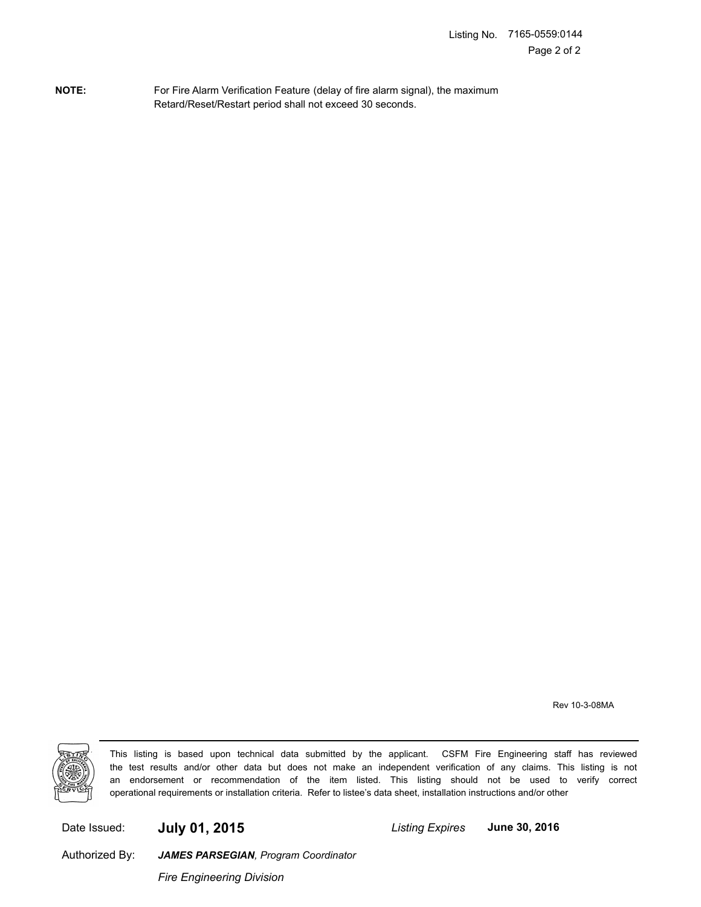Listing No. 7165-0559:0144

**NOTE:** For Fire Alarm Verification Feature (delay of fire alarm signal), the maximum Retard/Reset/Restart period shall not exceed 30 seconds.

Rev 10-3-08MA

This listing is based upon technical data submitted by the applicant. CSFM Fire Engineering staff has reviewed the test results and/or other data but does not make an independent verification of any claims. This listing is not an endorsement or recommendation of the item listed. This listing should not be used to verify correct operational requirements or installation criteria. Refer to listee's data sheet, installation instructions and/or other

Date Issued: **July 01, 2015** *Listing Expires* **June 30, 2016**

Authorized By: ***JAMES PARSEGIAN**, Program Coordinator*

*Fire Engineering Division*